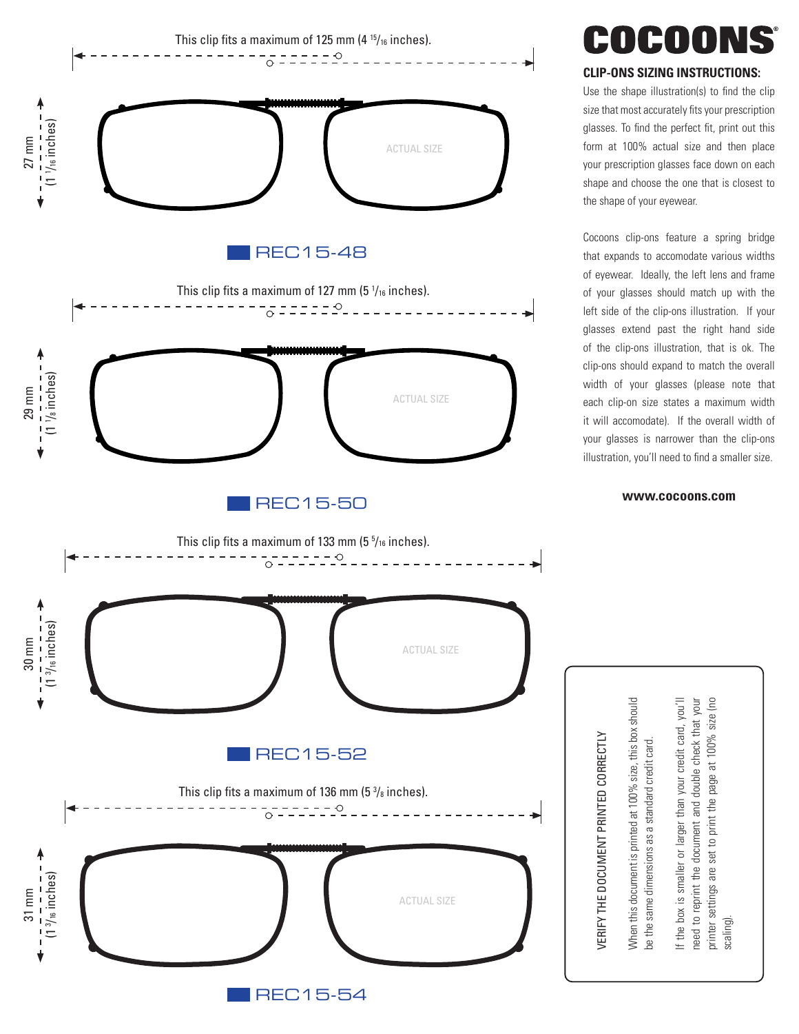# COCOONS

## CLIP-ONS SIZING INSTRUCTIONS:

Use the shape illustration(s) to find the clip size that most accurately fits your prescription glasses. To find the perfect fit, print out this form at 100% actual size and then place your prescription glasses face down on each shape and choose the one that is closest to the shape of your eyewear.

Cocoons clip-ons feature a spring bridge that expands to accomodate various widths of eyewear. Ideally, the left lens and frame of your glasses should match up with the left side of the clip-ons illustration. If your glasses extend past the right hand side of the clip-ons illustration, that is ok. The clip-ons should expand to match the overall width of your glasses (please note that each clip-on size states a maximum width it will accomodate). If the overall width of your glasses is narrower than the clip-ons illustration, you'll need to find a smaller size.

**www.cocoons.com**

This clip fits a maximum of 125 mm (4 15/16 inches).

27 mm (1 1/16 inches)

ACTUAL SIZE

REC15-48

This clip fits a maximum of 127 mm (5 1/16 inches).

29 mm (1 1/8 inches)

ACTUAL SIZE

REC15-50

This clip fits a maximum of 133 mm (5 5/16 inches).

30 mm (1 3/16 inches)

ACTUAL SIZE

REC15-52

This clip fits a maximum of 136 mm (5 3/8 inches).

31 mm (1 3/16 inches)

ACTUAL SIZE

REC15-54

VERIFY THE DOCUMENT PRINTED CORRECTLY

When this document is printed at 100% size, this box should be the same dimensions as a standard credit card.

If the box is smaller or larger than your credit card, you'll need to reprint the document and double check that your printer settings are set to print the page at 100% size (no scaling).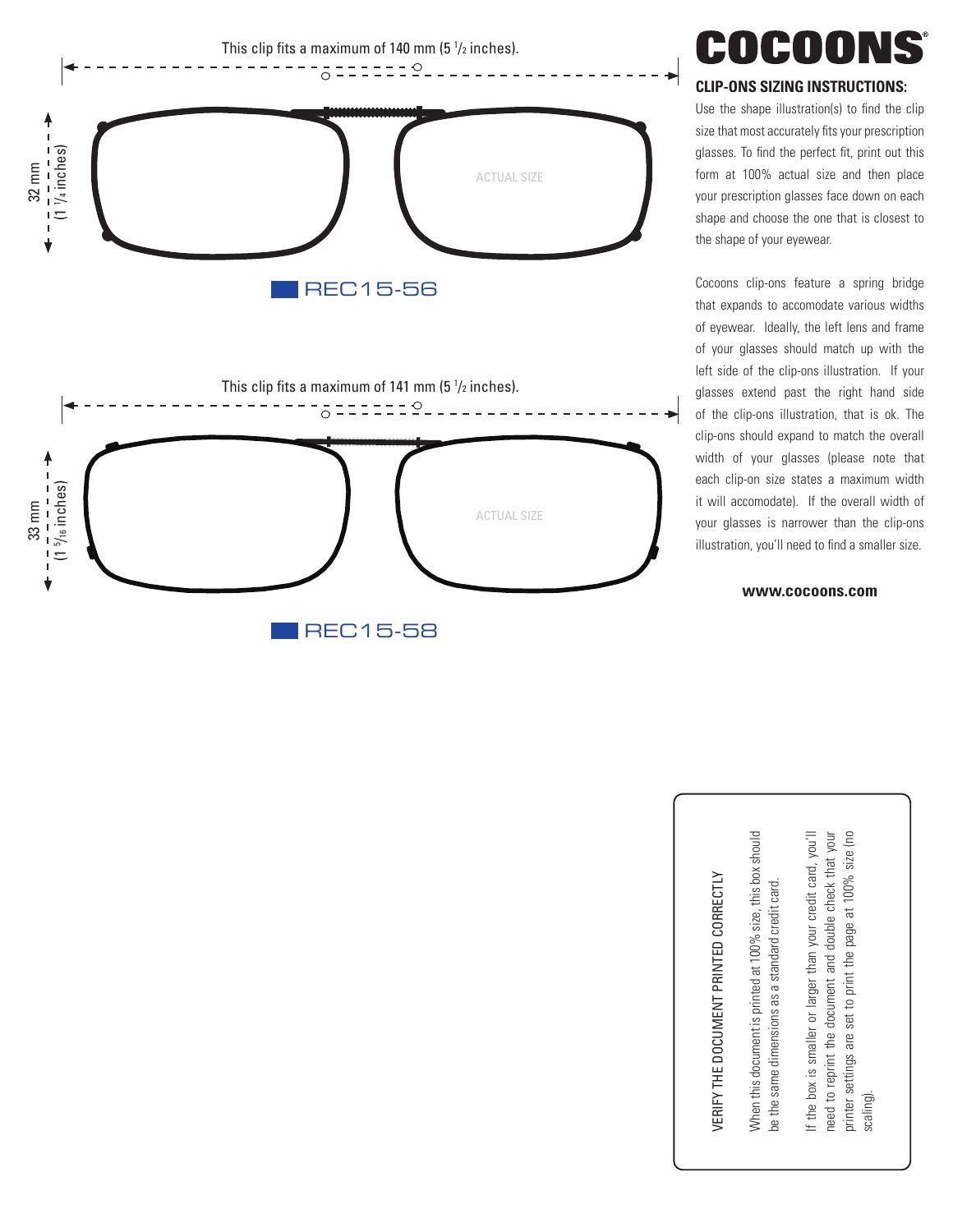This clip fits a maximum of 140 mm (5 1/2 inches).

32 mm (1 1/4 inches)

ACTUAL SIZE

REC15-56

This clip fits a maximum of 141 mm (5 1/2 inches).

33 mm (1 5/16 inches)

ACTUAL SIZE

REC15-58

# COCOONS®

### CLIP-ONS SIZING INSTRUCTIONS:

Use the shape illustration(s) to find the clip size that most accurately fits your prescription glasses. To find the perfect fit, print out this form at 100% actual size and then place your prescription glasses face down on each shape and choose the one that is closest to the shape of your eyewear.

Cocoons clip-ons feature a spring bridge that expands to accomodate various widths of eyewear. Ideally, the left lens and frame of your glasses should match up with the left side of the clip-ons illustration. If your glasses extend past the right hand side of the clip-ons illustration, that is ok. The clip-ons should expand to match the overall width of your glasses (please note that each clip-on size states a maximum width it will accomodate). If the overall width of your glasses is narrower than the clip-ons illustration, you'll need to find a smaller size.

**www.cocoons.com**

VERIFY THE DOCUMENT PRINTED CORRECTLY

When this document is printed at 100% size, this box should be the same dimensions as a standard credit card.

If the box is smaller or larger than your credit card, you'll need to reprint the document and double check that your printer settings are set to print the page at 100% size (no scaling).